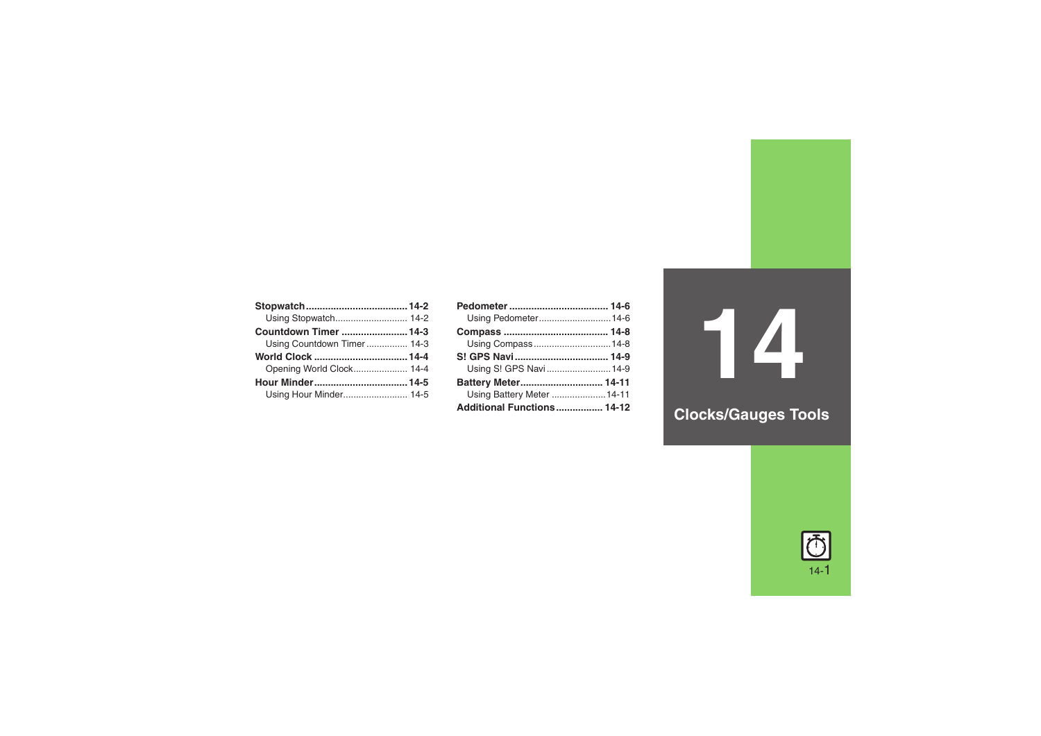# 14 Clocks/Gauges Tools

**Stopwatch** .................................... **14-2**
- Using Stopwatch ............................ 14-2

**Countdown Timer** ........................ **14-3**
- Using Countdown Timer ................ 14-3

**World Clock** .................................. **14-4**
- Opening World Clock ..................... 14-4

**Hour Minder** ................................. **14-5**
- Using Hour Minder ......................... 14-5

**Pedometer** .................................... **14-6**
- Using Pedometer ............................ 14-6

**Compass** ...................................... **14-8**
- Using Compass .............................. 14-8

**S! GPS Navi** .................................. **14-9**
- Using S! GPS Navi ......................... 14-9

**Battery Meter** ............................. **14-11**
- Using Battery Meter ..................... 14-11

**Additional Functions** ................. **14-12**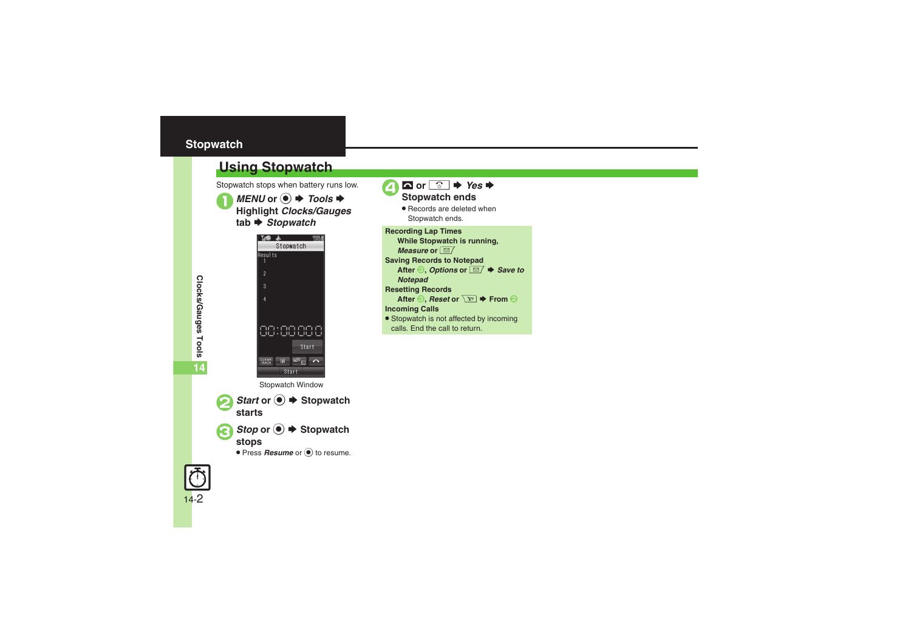# Stopwatch

## Using Stopwatch

Stopwatch stops when battery runs low.

1. *MENU* or ◉ ➡ *Tools* ➡ Highlight *Clocks/Gauges* tab ➡ *Stopwatch*

Stopwatch Window

2. *Start* or ◉ ➡ Stopwatch starts

3. *Stop* or ◉ ➡ Stopwatch stops
   - Press *Resume* or ◉ to resume.

4. ⏎ or ➡ *Yes* ➡ Stopwatch ends
   - Records are deleted when Stopwatch ends.

**Recording Lap Times**

**While Stopwatch is running, *Measure* or**

**Saving Records to Notepad**

**After 3, *Options* or ➡ *Save to Notepad***

**Resetting Records**

**After 3, *Reset* or ➡ From 2**

**Incoming Calls**

- Stopwatch is not affected by incoming calls. End the call to return.

Clocks/Gauges Tools

14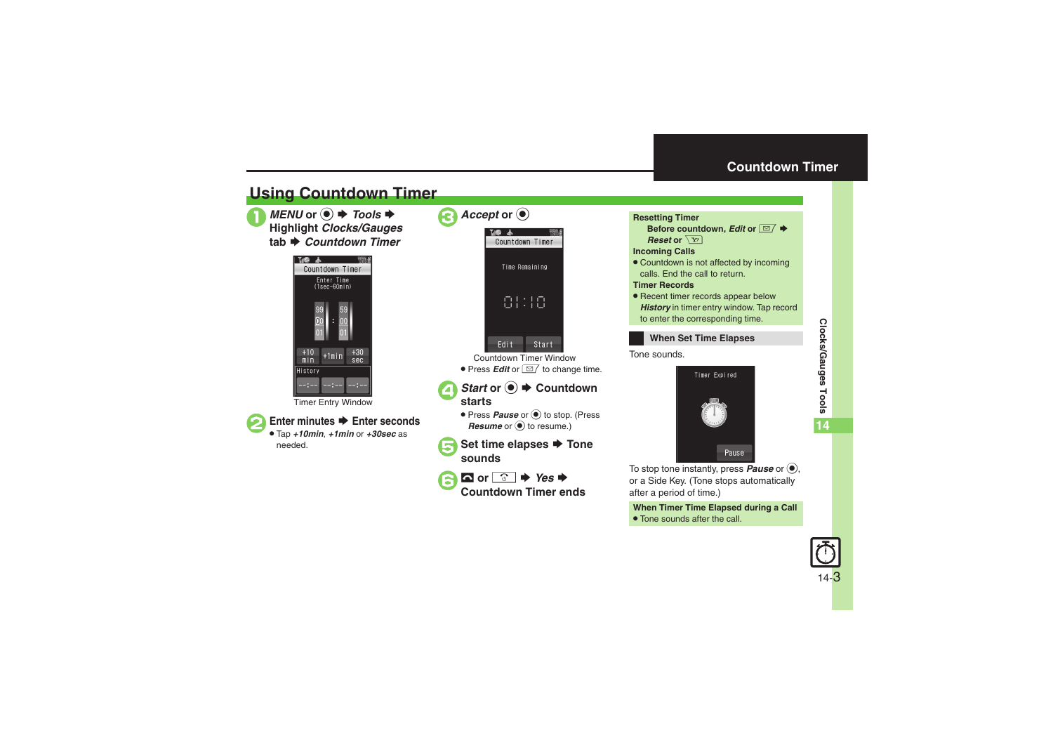## Using Countdown Timer

**1** *MENU* or ● ➡ *Tools* ➡ Highlight *Clocks/Gauges* tab ➡ *Countdown Timer*

Timer Entry Window

**2** Enter minutes ➡ Enter seconds

- Tap *+10min*, *+1min* or *+30sec* as needed.

**3** *Accept* or ●

Countdown Timer Window

- Press *Edit* or ✉ to change time.

**4** *Start* or ● ➡ Countdown starts

- Press *Pause* or ● to stop. (Press *Resume* or ● to resume.)

**5** Set time elapses ➡ Tone sounds

**6** ↩ or ⏰ ➡ *Yes* ➡ Countdown Timer ends

**Resetting Timer**

Before countdown, *Edit* or ✉ ➡ *Reset* or Y!

**Incoming Calls**

- Countdown is not affected by incoming calls. End the call to return.

**Timer Records**

- Recent timer records appear below *History* in timer entry window. Tap record to enter the corresponding time.

### When Set Time Elapses

Tone sounds.

To stop tone instantly, press *Pause* or ●, or a Side Key. (Tone stops automatically after a period of time.)

**When Timer Time Elapsed during a Call**

- Tone sounds after the call.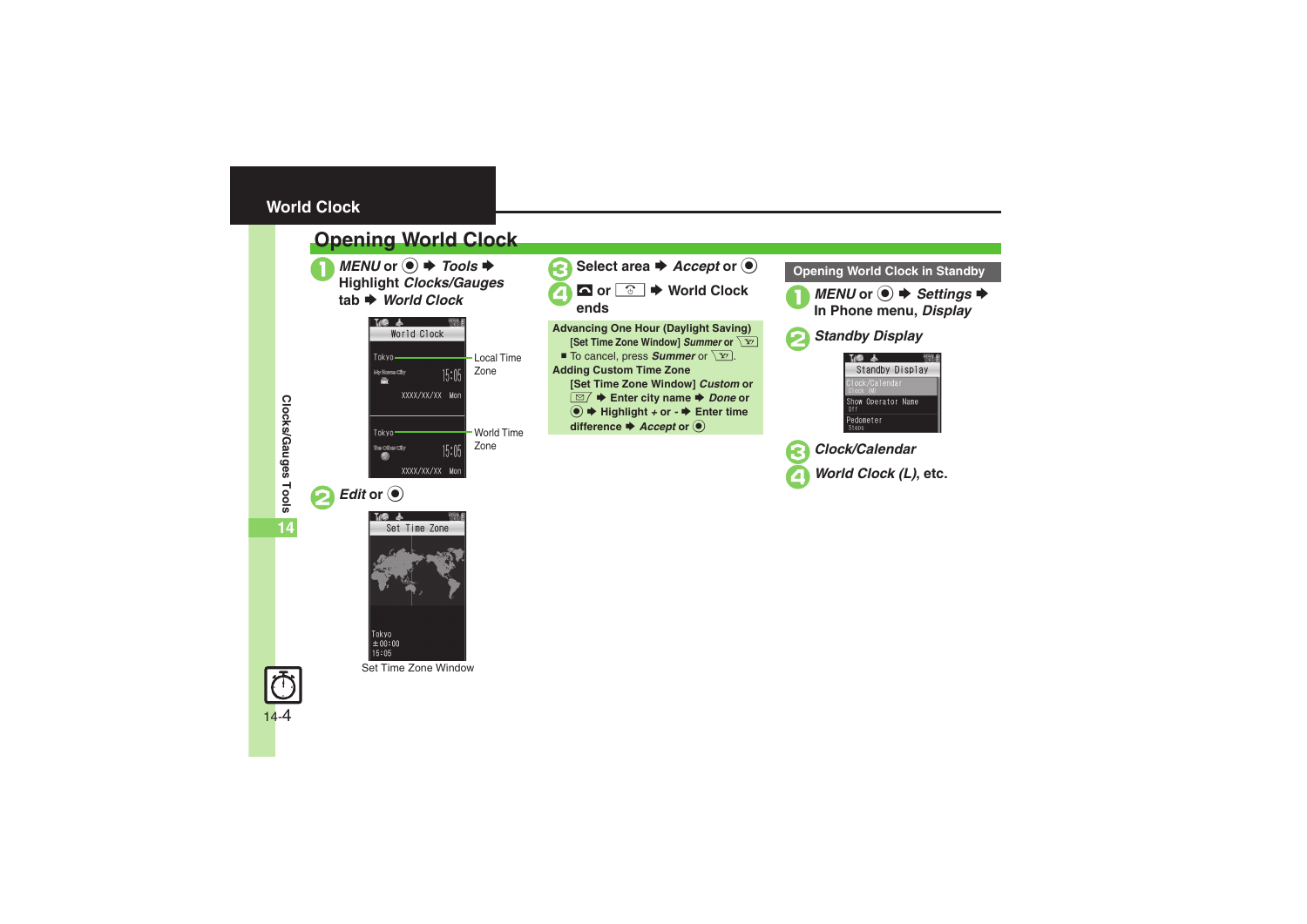# World Clock

## Opening World Clock

1. *MENU* or ● ➡ *Tools* ➡ Highlight *Clocks/Gauges* tab ➡ *World Clock*

Local Time Zone

World Time Zone

2. *Edit* or ●

Set Time Zone Window

3. Select area ➡ *Accept* or ●
4. or ➡ World Clock ends

**Advancing One Hour (Daylight Saving)**

[Set Time Zone Window] *Summer* or

- To cancel, press *Summer* or .

**Adding Custom Time Zone**

[Set Time Zone Window] *Custom* or ➡ Enter city name ➡ *Done* or ● ➡ Highlight + or - ➡ Enter time difference ➡ *Accept* or ●

### Opening World Clock in Standby

1. *MENU* or ● ➡ *Settings* ➡ In Phone menu, *Display*
2. *Standby Display*
3. *Clock/Calendar*
4. *World Clock (L)*, etc.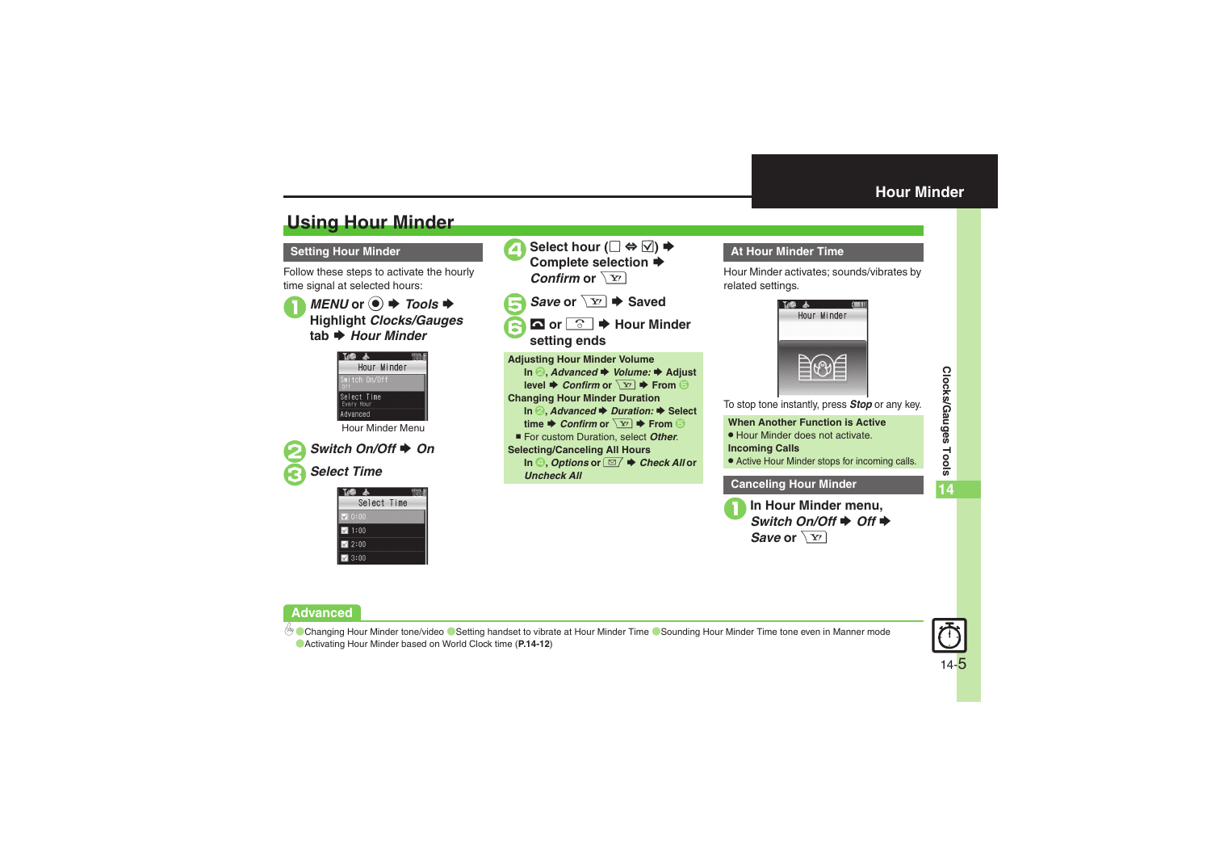# Using Hour Minder

## Setting Hour Minder

Follow these steps to activate the hourly time signal at selected hours:

1. *MENU* or ◉ ➡ *Tools* ➡ Highlight *Clocks/Gauges* tab ➡ *Hour Minder*

   Hour Minder Menu

2. *Switch On/Off* ➡ *On*
3. *Select Time*
4. Select hour (☐ ⇔ ☑) ➡ Complete selection ➡ *Confirm* or Y!
5. *Save* or Y! ➡ Saved
6. or ➡ Hour Minder setting ends

**Adjusting Hour Minder Volume**

In 2, *Advanced* ➡ *Volume:* ➡ Adjust level ➡ *Confirm* or Y! ➡ From 5

**Changing Hour Minder Duration**

In 2, *Advanced* ➡ *Duration:* ➡ Select time ➡ *Confirm* or Y! ➡ From 5

- For custom Duration, select *Other*.

**Selecting/Canceling All Hours**

In 4, *Options* or ✉ ➡ *Check All* or *Uncheck All*

## At Hour Minder Time

Hour Minder activates; sounds/vibrates by related settings.

To stop tone instantly, press *Stop* or any key.

**When Another Function is Active**

- Hour Minder does not activate.

**Incoming Calls**

- Active Hour Minder stops for incoming calls.

## Canceling Hour Minder

1. In Hour Minder menu, *Switch On/Off* ➡ *Off* ➡ *Save* or Y!

## Advanced

- Changing Hour Minder tone/video
- Setting handset to vibrate at Hour Minder Time
- Sounding Hour Minder Time tone even in Manner mode
- Activating Hour Minder based on World Clock time (**P.14-12**)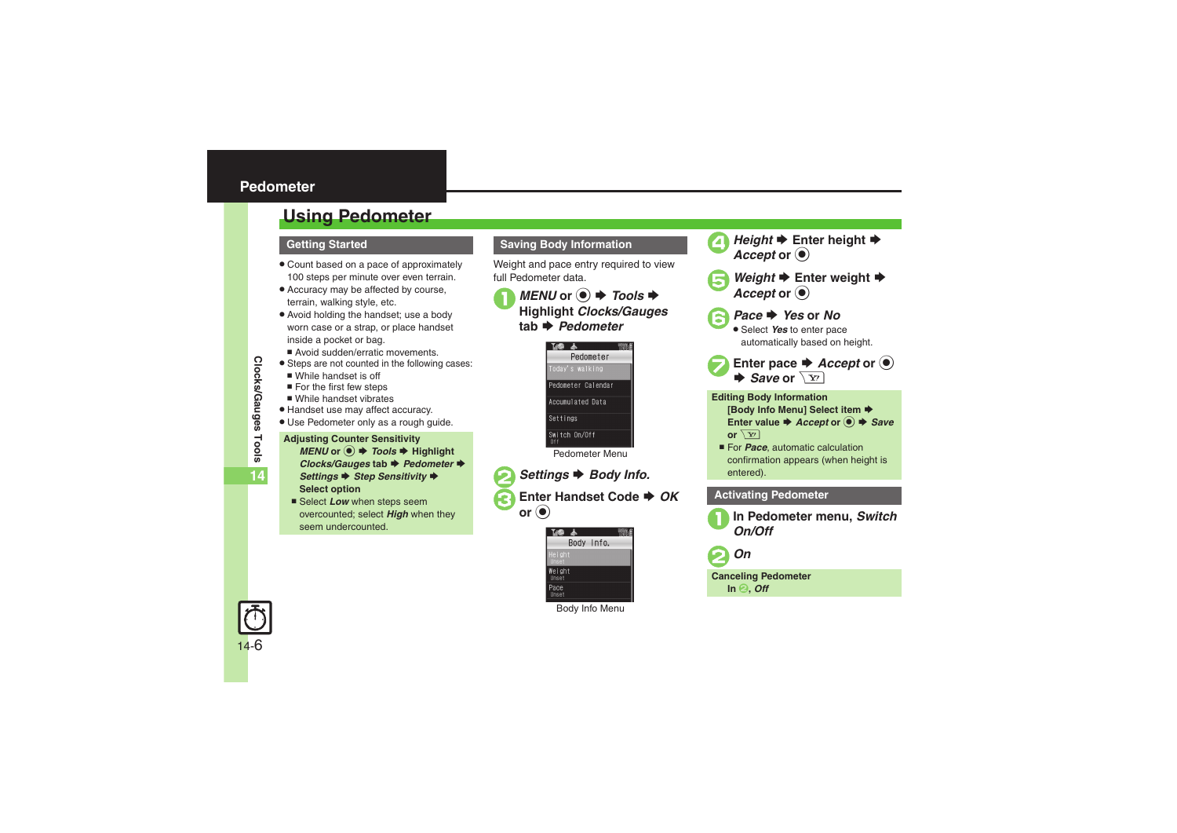## Pedometer

# Using Pedometer

### Getting Started

- Count based on a pace of approximately 100 steps per minute over even terrain.
- Accuracy may be affected by course, terrain, walking style, etc.
- Avoid holding the handset; use a body worn case or a strap, or place handset inside a pocket or bag.
  - Avoid sudden/erratic movements.
- Steps are not counted in the following cases:
  - While handset is off
  - For the first few steps
  - While handset vibrates
- Handset use may affect accuracy.
- Use Pedometer only as a rough guide.

**Adjusting Counter Sensitivity**

***MENU*** **or ◉ ➡** ***Tools*** **➡ Highlight** ***Clocks/Gauges*** **tab ➡** ***Pedometer*** **➡** ***Settings*** **➡** ***Step Sensitivity*** **➡ Select option**

- Select ***Low*** when steps seem overcounted; select ***High*** when they seem undercounted.

### Saving Body Information

Weight and pace entry required to view full Pedometer data.

1. ***MENU*** **or ◉ ➡** ***Tools*** **➡ Highlight** ***Clocks/Gauges*** **tab ➡** ***Pedometer***

Pedometer Menu

2. ***Settings*** **➡** ***Body Info.***
3. **Enter Handset Code ➡** ***OK*** **or ◉**

Body Info Menu

4. ***Height*** **➡ Enter height ➡** ***Accept*** **or ◉**
5. ***Weight*** **➡ Enter weight ➡** ***Accept*** **or ◉**
6. ***Pace*** **➡** ***Yes*** **or** ***No***
   - Select ***Yes*** to enter pace automatically based on height.
7. **Enter pace ➡** ***Accept*** **or ◉ ➡** ***Save*** **or** Y!

**Editing Body Information**

**[Body Info Menu] Select item ➡ Enter value ➡** ***Accept*** **or ◉ ➡** ***Save*** **or** Y!

- For ***Pace***, automatic calculation confirmation appears (when height is entered).

### Activating Pedometer

1. **In Pedometer menu,** ***Switch On/Off***
2. ***On***

**Canceling Pedometer**

**In 2,** ***Off***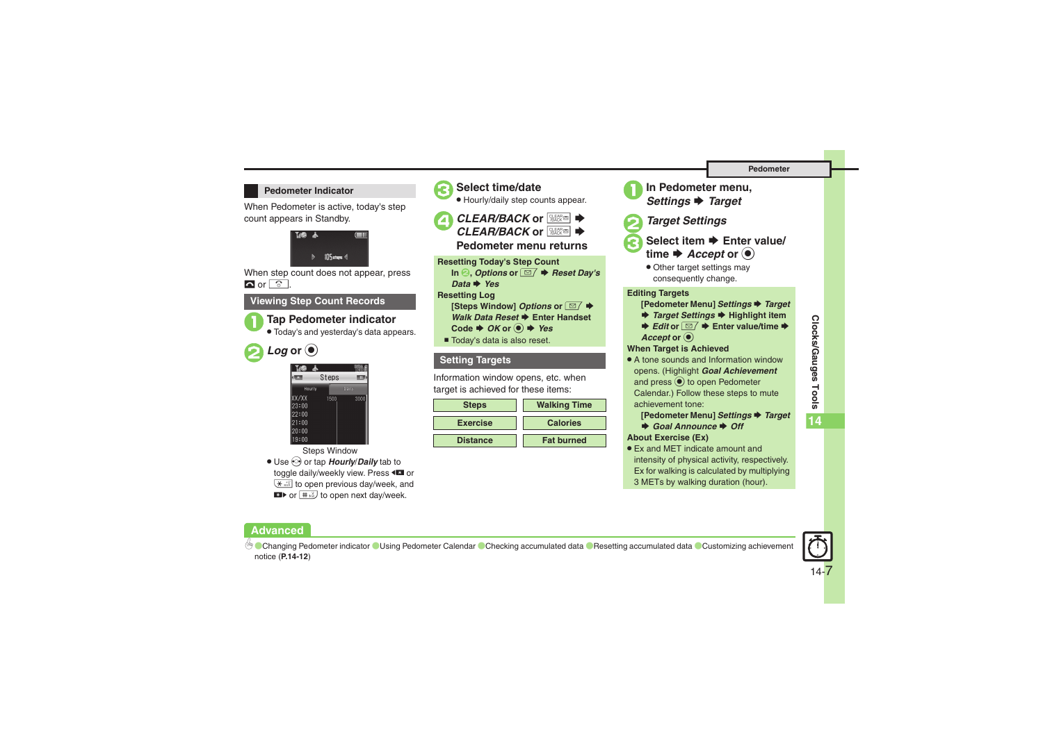## Pedometer Indicator

When Pedometer is active, today's step count appears in Standby.

When step count does not appear, press or .

### Viewing Step Count Records

**1** Tap Pedometer indicator
- Today's and yesterday's data appears.

**2** *Log* or ●

Steps Window

- Use or tap *Hourly*/*Daily* tab to toggle daily/weekly view. Press or to open previous day/week, and or to open next day/week.

**3** Select time/date
- Hourly/daily step counts appear.

**4** *CLEAR/BACK* or ➡ *CLEAR/BACK* or ➡ Pedometer menu returns

**Resetting Today's Step Count**
In **2**, *Options* or ➡ *Reset Day's Data* ➡ *Yes*

**Resetting Log**
[Steps Window] *Options* or ➡ *Walk Data Reset* ➡ Enter Handset Code ➡ *OK* or ● ➡ *Yes*
- Today's data is also reset.

### Setting Targets

Information window opens, etc. when target is achieved for these items:

| Steps | Walking Time |
|---|---|
| Exercise | Calories |
| Distance | Fat burned |

**1** In Pedometer menu, *Settings* ➡ *Target*

**2** *Target Settings*

**3** Select item ➡ Enter value/time ➡ *Accept* or ●
- Other target settings may consequently change.

**Editing Targets**
[Pedometer Menu] *Settings* ➡ *Target* ➡ *Target Settings* ➡ Highlight item ➡ *Edit* or ➡ Enter value/time ➡ *Accept* or ●

**When Target is Achieved**
- A tone sounds and Information window opens. (Highlight *Goal Achievement* and press ● to open Pedometer Calendar.) Follow these steps to mute achievement tone:
  [Pedometer Menu] *Settings* ➡ *Target* ➡ *Goal Announce* ➡ *Off*

**About Exercise (Ex)**
- Ex and MET indicate amount and intensity of physical activity, respectively. Ex for walking is calculated by multiplying 3 METs by walking duration (hour).

### Advanced

Changing Pedometer indicator / Using Pedometer Calendar / Checking accumulated data / Resetting accumulated data / Customizing achievement notice (**P.14-12**)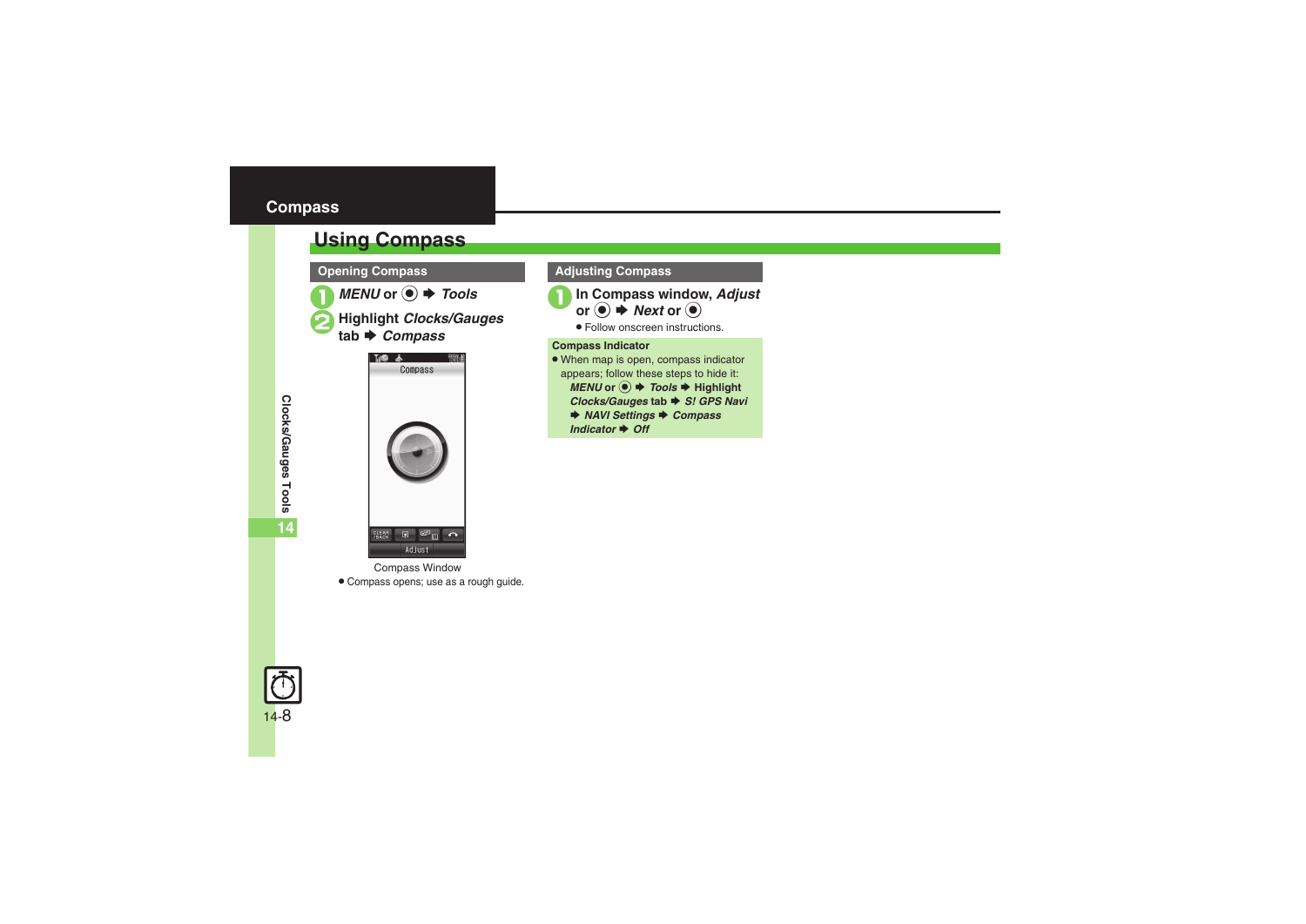# Compass

## Using Compass

### Opening Compass

1. ***MENU*** or ◉ ➡ ***Tools***
2. Highlight ***Clocks/Gauges*** tab ➡ ***Compass***

Compass Window

- Compass opens; use as a rough guide.

### Adjusting Compass

1. In Compass window, ***Adjust*** or ◉ ➡ ***Next*** or ◉
   - Follow onscreen instructions.

**Compass Indicator**

- When map is open, compass indicator appears; follow these steps to hide it:
  ***MENU*** or ◉ ➡ ***Tools*** ➡ Highlight ***Clocks/Gauges*** tab ➡ ***S! GPS Navi*** ➡ ***NAVI Settings*** ➡ ***Compass Indicator*** ➡ ***Off***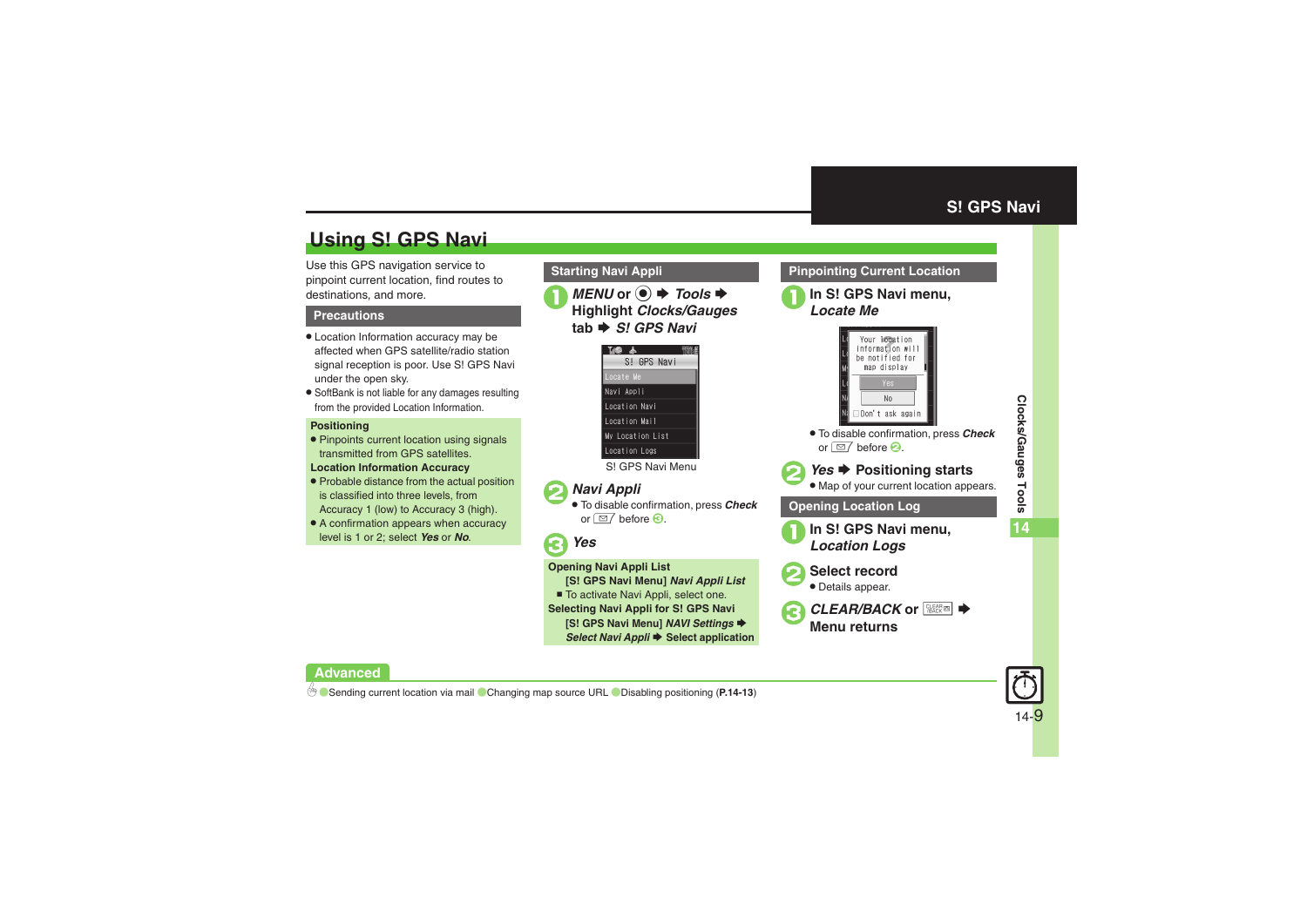# Using S! GPS Navi

Use this GPS navigation service to pinpoint current location, find routes to destinations, and more.

## Precautions

- Location Information accuracy may be affected when GPS satellite/radio station signal reception is poor. Use S! GPS Navi under the open sky.
- SoftBank is not liable for any damages resulting from the provided Location Information.

**Positioning**

- Pinpoints current location using signals transmitted from GPS satellites.

**Location Information Accuracy**

- Probable distance from the actual position is classified into three levels, from Accuracy 1 (low) to Accuracy 3 (high).
- A confirmation appears when accuracy level is 1 or 2; select ***Yes*** or ***No***.

## Starting Navi Appli

1. ***MENU*** **or ◉ ➡** ***Tools*** **➡ Highlight** ***Clocks/Gauges*** **tab ➡** ***S! GPS Navi***

   S! GPS Navi
   Locate Me
   Navi Appli
   Location Navi
   Location Mail
   My Location List
   Location Logs

   S! GPS Navi Menu

2. ***Navi Appli***
   - To disable confirmation, press ***Check*** or ✉ before ❸.

3. ***Yes***

**Opening Navi Appli List**

[S! GPS Navi Menu] ***Navi Appli List***

- To activate Navi Appli, select one.

**Selecting Navi Appli for S! GPS Navi**

[S! GPS Navi Menu] ***NAVI Settings*** ➡ ***Select Navi Appli*** ➡ Select application

## Pinpointing Current Location

1. **In S! GPS Navi menu,** ***Locate Me***

   Your location information will be notified for map display
   Yes
   No
   Don't ask again

   - To disable confirmation, press ***Check*** or ✉ before ❷.

2. ***Yes*** **➡ Positioning starts**
   - Map of your current location appears.

## Opening Location Log

1. **In S! GPS Navi menu,** ***Location Logs***

2. **Select record**
   - Details appear.

3. ***CLEAR/BACK*** **or** CLEAR/BACK **➡ Menu returns**

**Advanced**

Sending current location via mail ● Changing map source URL ● Disabling positioning (**P.14-13**)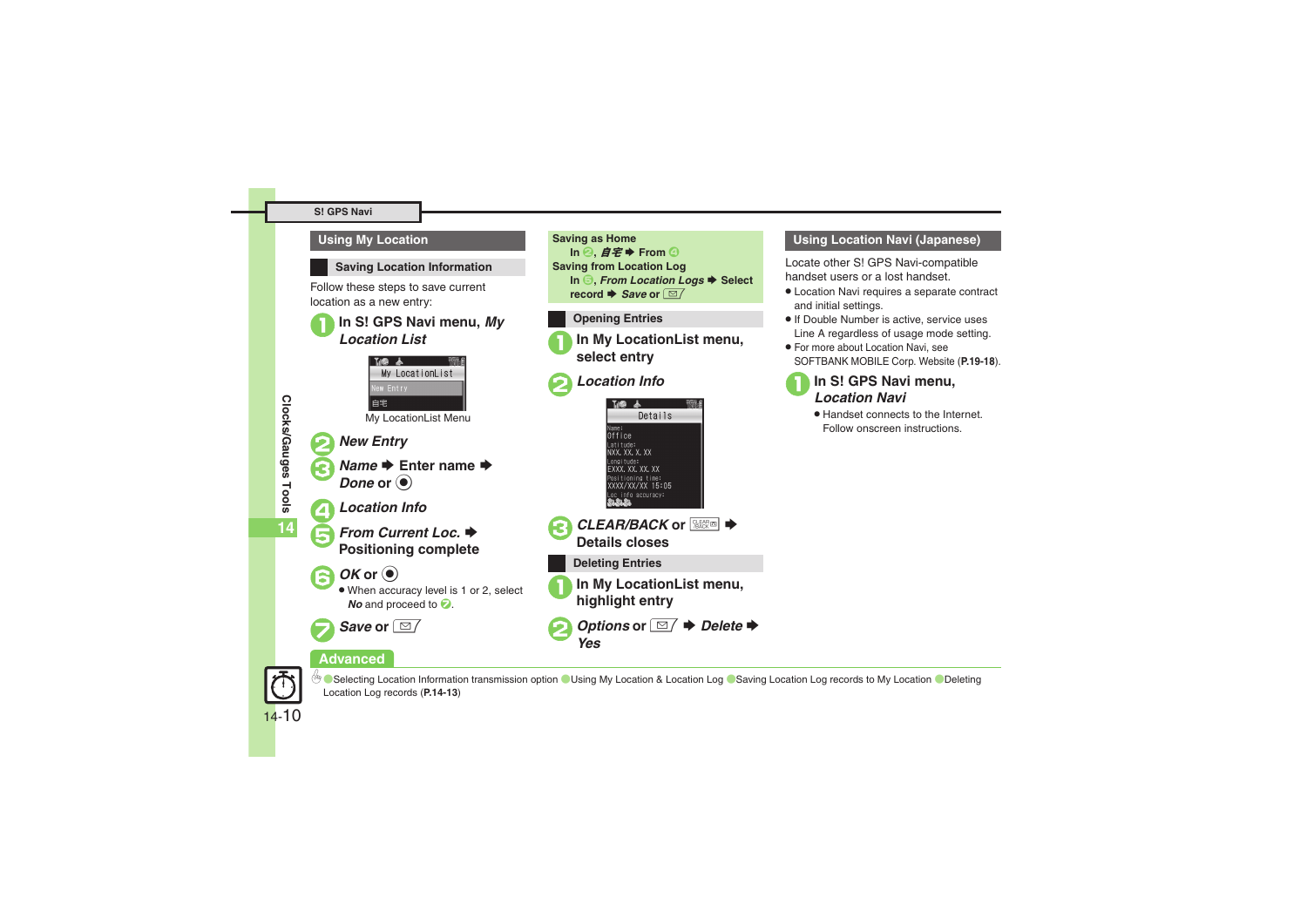## Using My Location

### Saving Location Information

Follow these steps to save current location as a new entry:

1. In S! GPS Navi menu, *My LocationList*

   My LocationList Menu

2. *New Entry*
3. *Name* ➡ Enter name ➡ *Done* or ◉
4. *Location Info*
5. *From Current Loc.* ➡ Positioning complete
6. *OK* or ◉
   - When accuracy level is 1 or 2, select *No* and proceed to 7.
7. *Save* or ✉

**Saving as Home**
In 2, *自宅* ➡ From 4

**Saving from Location Log**
In 5, *From Location Logs* ➡ Select record ➡ *Save* or ✉

### Opening Entries

1. In My LocationList menu, select entry
2. *Location Info*
3. *CLEAR/BACK* or CLEAR/BACK ➡ Details closes

### Deleting Entries

1. In My LocationList menu, highlight entry
2. *Options* or ✉ ➡ *Delete* ➡ *Yes*

## Using Location Navi (Japanese)

Locate other S! GPS Navi-compatible handset users or a lost handset.

- Location Navi requires a separate contract and initial settings.
- If Double Number is active, service uses Line A regardless of usage mode setting.
- For more about Location Navi, see SOFTBANK MOBILE Corp. Website (**P.19-18**).

1. In S! GPS Navi menu, *Location Navi*
   - Handset connects to the Internet. Follow onscreen instructions.

## Advanced

● Selecting Location Information transmission option ● Using My Location & Location Log ● Saving Location Log records to My Location ● Deleting Location Log records (**P.14-13**)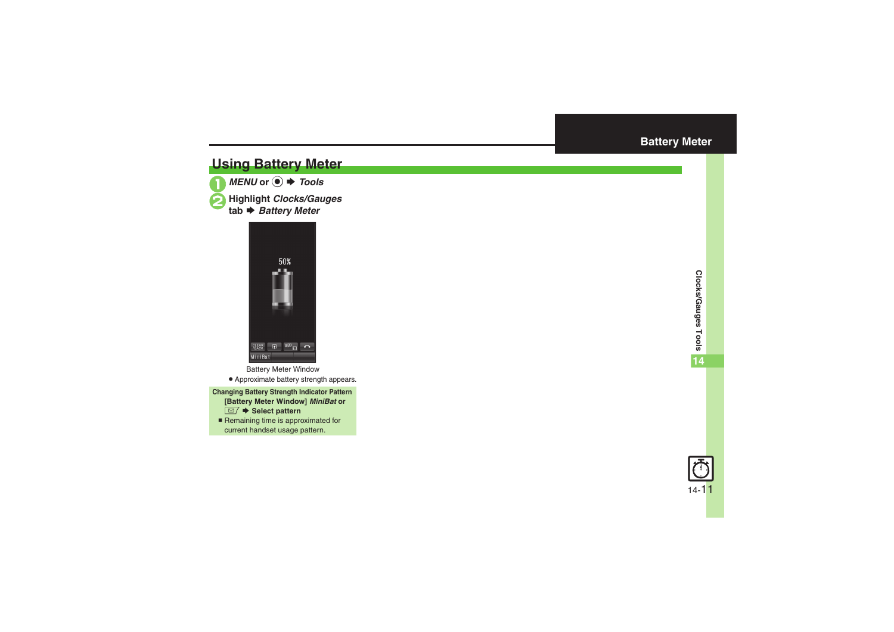# Battery Meter

## Using Battery Meter

1. *MENU* or ● ➡ *Tools*
2. Highlight *Clocks/Gauges* tab ➡ *Battery Meter*

Battery Meter Window

- Approximate battery strength appears.

**Changing Battery Strength Indicator Pattern**
**[Battery Meter Window]** ***MiniBat*** **or** ✉ ➡ **Select pattern**

- Remaining time is approximated for current handset usage pattern.

Clocks/Gauges Tools

14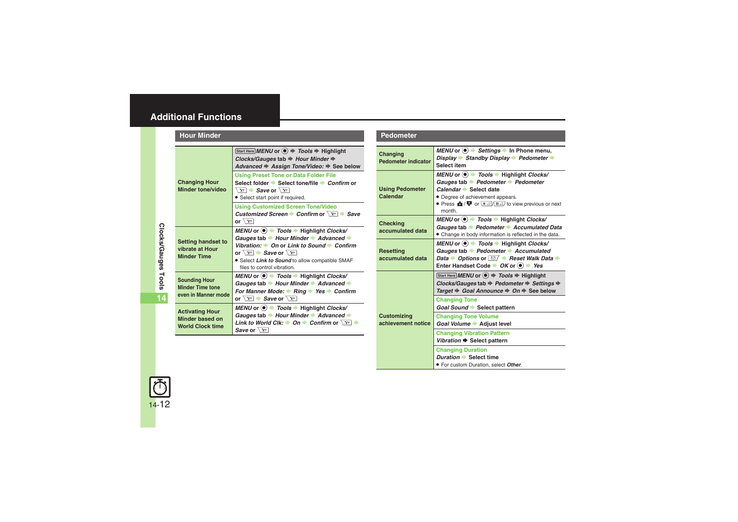# Additional Functions

## Hour Minder

| | |
|---|---|
| **Changing Hour Minder tone/video** | Start Here *MENU* or ● ➡ *Tools* ➡ Highlight *Clocks/Gauges* tab ➡ *Hour Minder* ➡ *Advanced* ➡ *Assign Tone/Video:* ➡ See below |
| | **Using Preset Tone or Data Folder File**<br>Select folder ➡ Select tone/file ➡ *Confirm* or Y! ➡ *Save* or Y!<br>● Select start point if required. |
| | **Using Customized Screen Tone/Video**<br>*Customized Screen* ➡ *Confirm* or Y! ➡ *Save* or Y! |
| **Setting handset to vibrate at Hour Minder Time** | *MENU* or ● ➡ *Tools* ➡ Highlight *Clocks/Gauges* tab ➡ *Hour Minder* ➡ *Advanced* ➡ *Vibration:* ➡ *On* or *Link to Sound* ➡ *Confirm* or Y! ➡ *Save* or Y!<br>● Select *Link to Sound* to allow compatible SMAF files to control vibration. |
| **Sounding Hour Minder Time tone even in Manner mode** | *MENU* or ● ➡ *Tools* ➡ Highlight *Clocks/Gauges* tab ➡ *Hour Minder* ➡ *Advanced* ➡ *For Manner Mode:* ➡ *Ring* ➡ *Yes* ➡ *Confirm* or Y! ➡ *Save* or Y! |
| **Activating Hour Minder based on World Clock time** | *MENU* or ● ➡ *Tools* ➡ Highlight *Clocks/Gauges* tab ➡ *Hour Minder* ➡ *Advanced* ➡ *Link to World Clk:* ➡ *On* ➡ *Confirm* or Y! ➡ *Save* or Y! |

## Pedometer

| | |
|---|---|
| **Changing Pedometer indicator** | *MENU* or ● ➡ *Settings* ➡ In Phone menu, *Display* ➡ *Standby Display* ➡ *Pedometer* ➡ Select item |
| **Using Pedometer Calendar** | *MENU* or ● ➡ *Tools* ➡ Highlight *Clocks/Gauges* tab ➡ *Pedometer* ➡ *Pedometer Calendar* ➡ Select date<br>● Degree of achievement appears.<br>● Press 🔒/💬 or ✱/# to view previous or next month. |
| **Checking accumulated data** | *MENU* or ● ➡ *Tools* ➡ Highlight *Clocks/Gauges* tab ➡ *Pedometer* ➡ *Accumulated Data*<br>● Change in body information is reflected in the data. |
| **Resetting accumulated data** | *MENU* or ● ➡ *Tools* ➡ Highlight *Clocks/Gauges* tab ➡ *Pedometer* ➡ *Accumulated Data* ➡ *Options* or ✉ ➡ *Reset Walk Data* ➡ Enter Handset Code ➡ *OK* or ● ➡ *Yes* |
| **Customizing achievement notice** | Start Here *MENU* or ● ➡ *Tools* ➡ Highlight *Clocks/Gauges* tab ➡ *Pedometer* ➡ *Settings* ➡ *Target* ➡ *Goal Announce* ➡ *On* ➡ See below |
| | **Changing Tone**<br>*Goal Sound* ➡ Select pattern |
| | **Changing Tone Volume**<br>*Goal Volume* ➡ Adjust level |
| | **Changing Vibration Pattern**<br>*Vibration* ➡ Select pattern |
| | **Changing Duration**<br>*Duration* ➡ Select time<br>● For custom Duration, select *Other*. |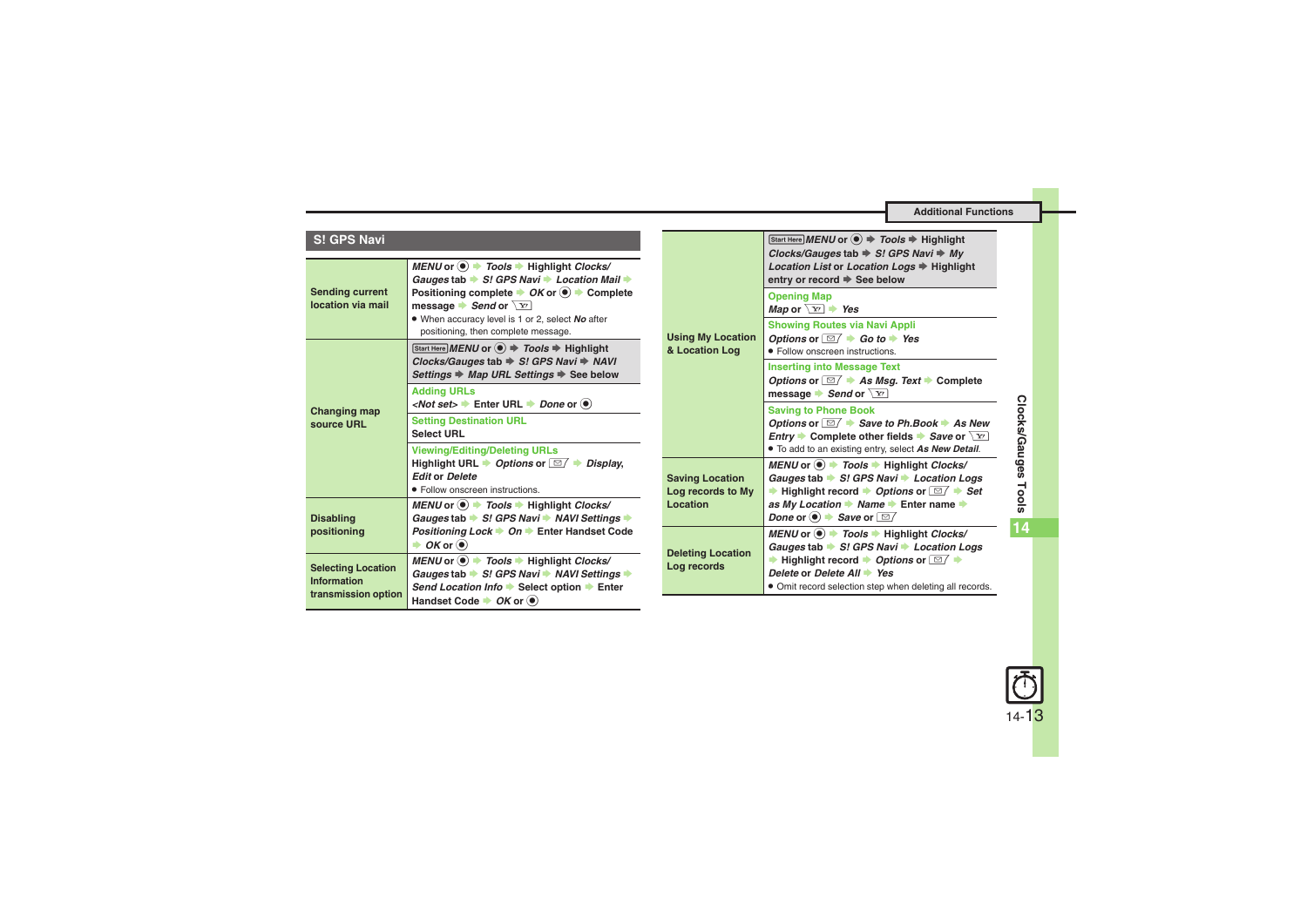## S! GPS Navi

| | |
|---|---|
| **Sending current location via mail** | *MENU* or ● ➡ *Tools* ➡ Highlight *Clocks/ Gauges* tab ➡ *S! GPS Navi* ➡ *Location Mail* ➡ Positioning complete ➡ *OK* or ● ➡ Complete message ➡ *Send* or ✉<br>● When accuracy level is 1 or 2, select *No* after positioning, then complete message. |
| **Changing map source URL** | Start Here *MENU* or ● ➡ *Tools* ➡ Highlight *Clocks/Gauges* tab ➡ *S! GPS Navi* ➡ *NAVI Settings* ➡ *Map URL Settings* ➡ See below<br>**Adding URLs**<br>*<Not set>* ➡ Enter URL ➡ *Done* or ●<br>**Setting Destination URL**<br>Select URL<br>**Viewing/Editing/Deleting URLs**<br>Highlight URL ➡ *Options* or ✉ ➡ *Display*, *Edit* or *Delete*<br>● Follow onscreen instructions. |
| **Disabling positioning** | *MENU* or ● ➡ *Tools* ➡ Highlight *Clocks/ Gauges* tab ➡ *S! GPS Navi* ➡ *NAVI Settings* ➡ *Positioning Lock* ➡ *On* ➡ Enter Handset Code ➡ *OK* or ● |
| **Selecting Location Information transmission option** | *MENU* or ● ➡ *Tools* ➡ Highlight *Clocks/ Gauges* tab ➡ *S! GPS Navi* ➡ *NAVI Settings* ➡ *Send Location Info* ➡ Select option ➡ Enter Handset Code ➡ *OK* or ● |
| **Using My Location & Location Log** | Start Here *MENU* or ● ➡ *Tools* ➡ Highlight *Clocks/Gauges* tab ➡ *S! GPS Navi* ➡ *My Location List* or *Location Logs* ➡ Highlight entry or record ➡ See below<br>**Opening Map**<br>*Map* or ✉ ➡ *Yes*<br>**Showing Routes via Navi Appli**<br>*Options* or ✉ ➡ *Go to* ➡ *Yes*<br>● Follow onscreen instructions.<br>**Inserting into Message Text**<br>*Options* or ✉ ➡ *As Msg. Text* ➡ Complete message ➡ *Send* or ✉<br>**Saving to Phone Book**<br>*Options* or ✉ ➡ *Save to Ph.Book* ➡ *As New Entry* ➡ Complete other fields ➡ *Save* or ✉<br>● To add to an existing entry, select *As New Detail*. |
| **Saving Location Log records to My Location** | *MENU* or ● ➡ *Tools* ➡ Highlight *Clocks/ Gauges* tab ➡ *S! GPS Navi* ➡ *Location Logs* ➡ Highlight record ➡ *Options* or ✉ ➡ *Set as My Location* ➡ *Name* ➡ Enter name ➡ *Done* or ● ➡ *Save* or ✉ |
| **Deleting Location Log records** | *MENU* or ● ➡ *Tools* ➡ Highlight *Clocks/ Gauges* tab ➡ *S! GPS Navi* ➡ *Location Logs* ➡ Highlight record ➡ *Options* or ✉ ➡ *Delete* or *Delete All* ➡ *Yes*<br>● Omit record selection step when deleting all records. |